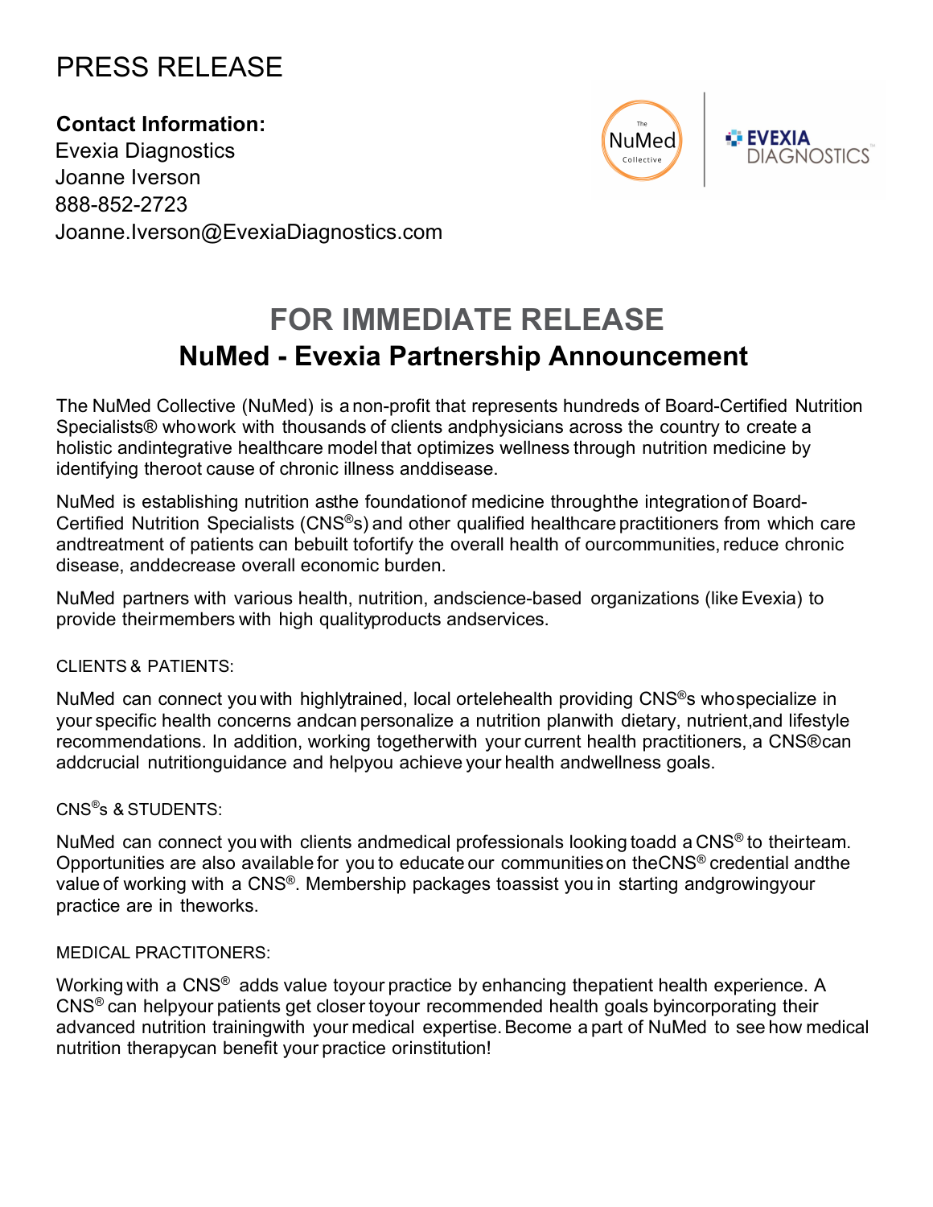PRESS RELEASE

**Contact Information:**
Evexia Diagnostics
Joanne Iverson
888-852-2723
Joanne.Iverson@EvexiaDiagnostics.com

## FOR IMMEDIATE RELEASE

### NuMed - Evexia Partnership Announcement

The NuMed Collective (NuMed) is a non-profit that represents hundreds of Board-Certified Nutrition Specialists® who work with thousands of clients and physicians across the country to create a holistic and integrative healthcare model that optimizes wellness through nutrition medicine by identifying the root cause of chronic illness and disease.

NuMed is establishing nutrition as the foundation of medicine through the integration of Board-Certified Nutrition Specialists (CNS®s) and other qualified healthcare practitioners from which care and treatment of patients can be built to fortify the overall health of our communities, reduce chronic disease, and decrease overall economic burden.

NuMed partners with various health, nutrition, and science-based organizations (like Evexia) to provide their members with high quality products and services.

CLIENTS & PATIENTS:

NuMed can connect you with highly trained, local or telehealth providing CNS®s who specialize in your specific health concerns and can personalize a nutrition plan with dietary, nutrient, and lifestyle recommendations. In addition, working together with your current health practitioners, a CNS® can add crucial nutrition guidance and help you achieve your health and wellness goals.

CNS®s & STUDENTS:

NuMed can connect you with clients and medical professionals looking to add a CNS® to their team. Opportunities are also available for you to educate our communities on the CNS® credential and the value of working with a CNS®. Membership packages to assist you in starting and growing your practice are in the works.

MEDICAL PRACTITONERS:

Working with a CNS® adds value to your practice by enhancing the patient health experience. A CNS® can help your patients get closer to your recommended health goals by incorporating their advanced nutrition training with your medical expertise. Become a part of NuMed to see how medical nutrition therapy can benefit your practice or institution!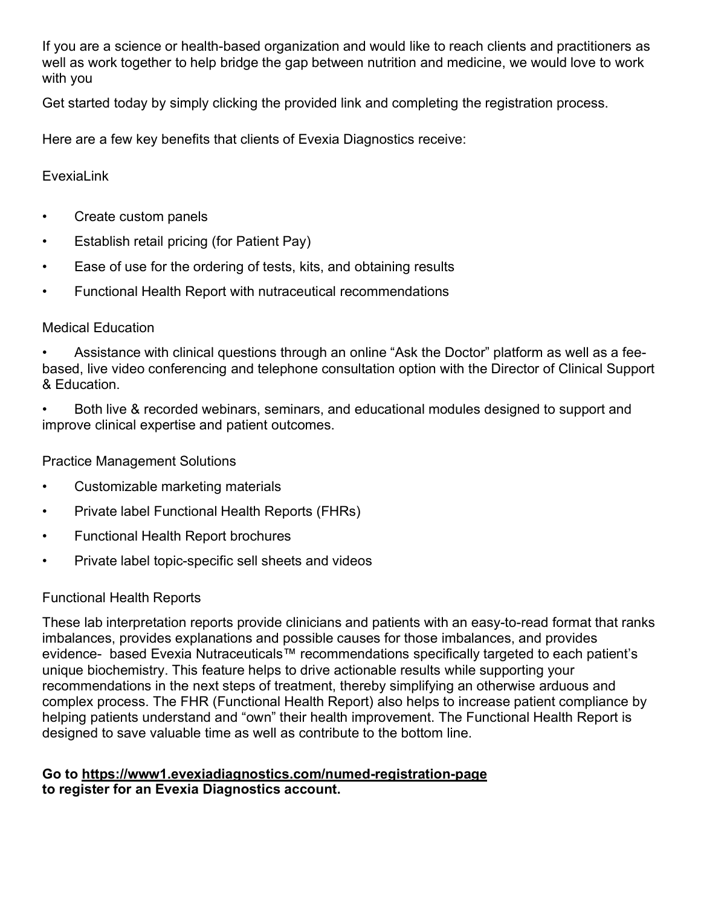If you are a science or health-based organization and would like to reach clients and practitioners as well as work together to help bridge the gap between nutrition and medicine, we would love to work with you

Get started today by simply clicking the provided link and completing the registration process.

Here are a few key benefits that clients of Evexia Diagnostics receive:

EvexiaLink

- Create custom panels
- Establish retail pricing (for Patient Pay)
- Ease of use for the ordering of tests, kits, and obtaining results
- Functional Health Report with nutraceutical recommendations

Medical Education

- Assistance with clinical questions through an online "Ask the Doctor" platform as well as a fee-based, live video conferencing and telephone consultation option with the Director of Clinical Support & Education.
- Both live & recorded webinars, seminars, and educational modules designed to support and improve clinical expertise and patient outcomes.

Practice Management Solutions

- Customizable marketing materials
- Private label Functional Health Reports (FHRs)
- Functional Health Report brochures
- Private label topic-specific sell sheets and videos

Functional Health Reports

These lab interpretation reports provide clinicians and patients with an easy-to-read format that ranks imbalances, provides explanations and possible causes for those imbalances, and provides evidence- based Evexia Nutraceuticals™ recommendations specifically targeted to each patient's unique biochemistry. This feature helps to drive actionable results while supporting your recommendations in the next steps of treatment, thereby simplifying an otherwise arduous and complex process. The FHR (Functional Health Report) also helps to increase patient compliance by helping patients understand and "own" their health improvement. The Functional Health Report is designed to save valuable time as well as contribute to the bottom line.

**Go to https://www1.evexiadiagnostics.com/numed-registration-page**
**to register for an Evexia Diagnostics account.**